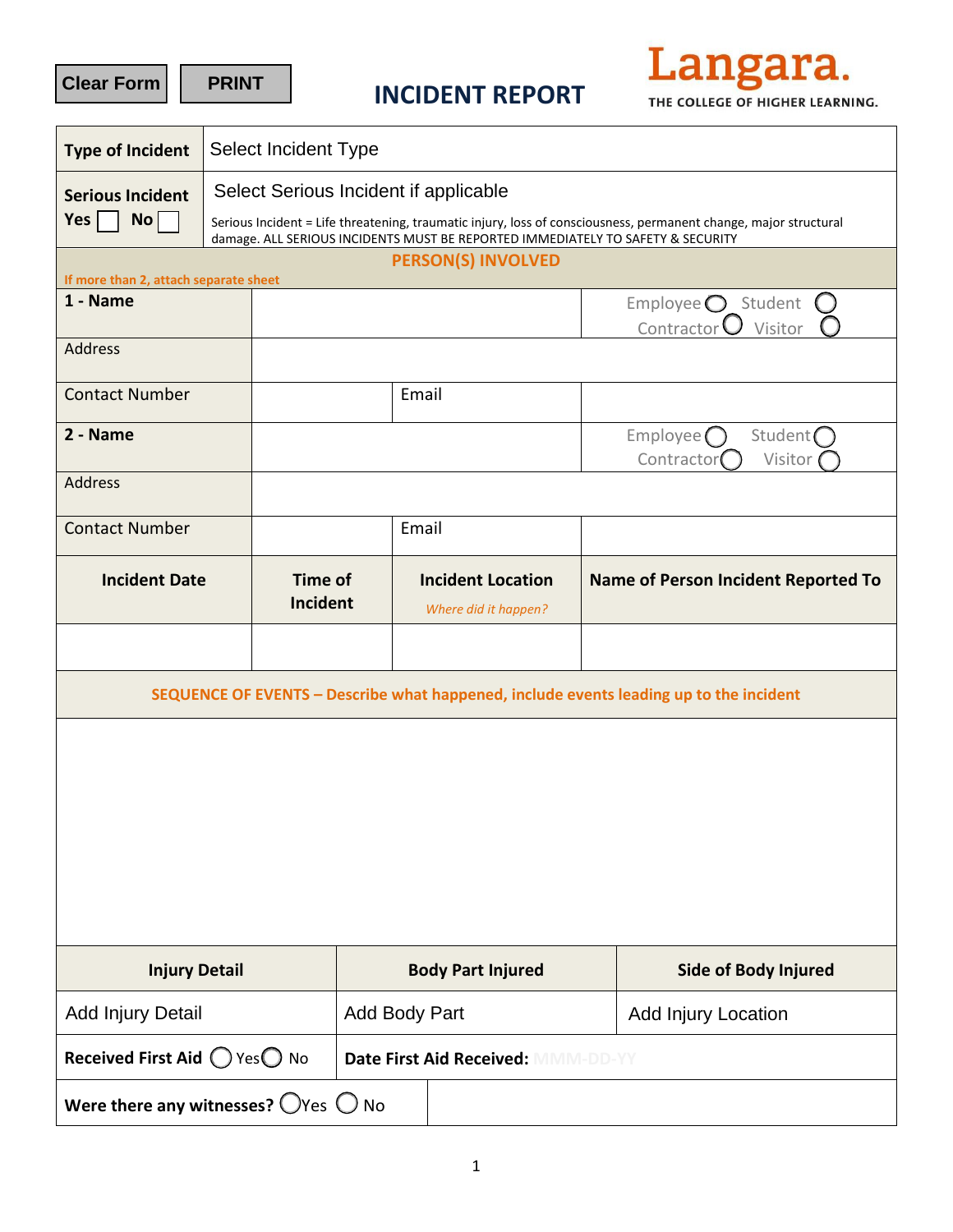Clear Form | PRINT

# INCIDENT REPORT

Langara. THE COLLEGE OF HIGHER LEARNING.

| | |
|---|---|
| **Type of Incident** | Select Incident Type |
| **Serious Incident** Yes ☐ No ☐ | Select Serious Incident if applicable<br>Serious Incident = Life threatening, traumatic injury, loss of consciousness, permanent change, major structural damage. ALL SERIOUS INCIDENTS MUST BE REPORTED IMMEDIATELY TO SAFETY & SECURITY |

## PERSON(S) INVOLVED

If more than 2, attach separate sheet

| | | | |
|---|---|---|---|
| **1 - Name** | | | Employee ◯ Student ◯ Contractor ◯ Visitor ◯ |
| Address | | | |
| Contact Number | | Email | |
| **2 - Name** | | | Employee ◯ Student ◯ Contractor ◯ Visitor ◯ |
| Address | | | |
| Contact Number | | Email | |

| **Incident Date** | **Time of Incident** | **Incident Location** *Where did it happen?* | **Name of Person Incident Reported To** |
|---|---|---|---|
| | | | |

## SEQUENCE OF EVENTS – Describe what happened, include events leading up to the incident

| **Injury Detail** | **Body Part Injured** | **Side of Body Injured** |
|---|---|---|
| Add Injury Detail | Add Body Part | Add Injury Location |

| | |
|---|---|
| **Received First Aid** ◯ Yes ◯ No | **Date First Aid Received:** MMM-DD-YY |
| **Were there any witnesses?** ◯ Yes ◯ No | |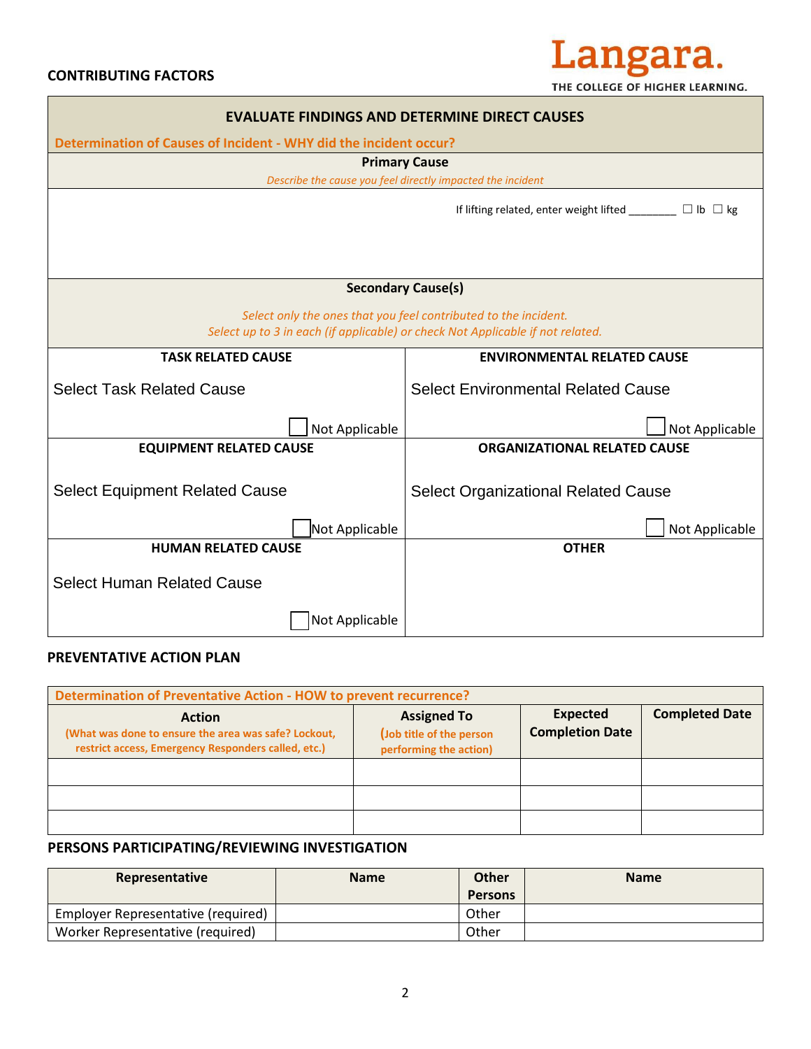## CONTRIBUTING FACTORS

Langara.
THE COLLEGE OF HIGHER LEARNING.

| EVALUATE FINDINGS AND DETERMINE DIRECT CAUSES | |
|---|---|
| **Determination of Causes of Incident - WHY did the incident occur?** | |
| **Primary Cause**<br>*Describe the cause you feel directly impacted the incident* | |
| If lifting related, enter weight lifted ________ ☐ lb ☐ kg | |
| **Secondary Cause(s)**<br>*Select only the ones that you feel contributed to the incident.*<br>*Select up to 3 in each (if applicable) or check Not Applicable if not related.* | |
| **TASK RELATED CAUSE** | **ENVIRONMENTAL RELATED CAUSE** |
| Select Task Related Cause<br>☐ Not Applicable | Select Environmental Related Cause<br>☐ Not Applicable |
| **EQUIPMENT RELATED CAUSE** | **ORGANIZATIONAL RELATED CAUSE** |
| Select Equipment Related Cause<br>☐ Not Applicable | Select Organizational Related Cause<br>☐ Not Applicable |
| **HUMAN RELATED CAUSE** | **OTHER** |
| Select Human Related Cause<br>☐ Not Applicable | |

## PREVENTATIVE ACTION PLAN

| **Determination of Preventative Action - HOW to prevent recurrence?** | | | |
|---|---|---|---|
| **Action**<br>(What was done to ensure the area was safe? Lockout, restrict access, Emergency Responders called, etc.) | **Assigned To**<br>(Job title of the person performing the action) | **Expected Completion Date** | **Completed Date** |
| | | | |
| | | | |
| | | | |

## PERSONS PARTICIPATING/REVIEWING INVESTIGATION

| Representative | Name | Other Persons | Name |
|---|---|---|---|
| Employer Representative (required) | | Other | |
| Worker Representative (required) | | Other | |